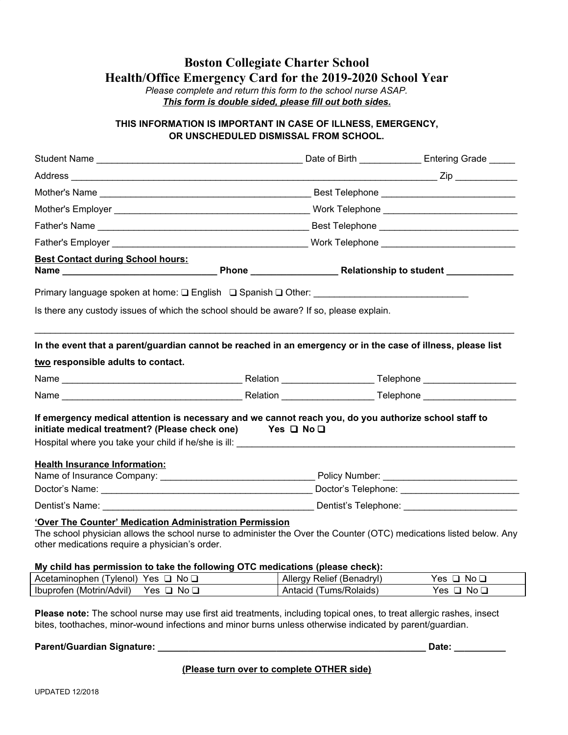# Boston Collegiate Charter School
## Health/Office Emergency Card for the 2019-2020 School Year

*Please complete and return this form to the school nurse ASAP.*

***This form is double sided, please fill out both sides.***

**THIS INFORMATION IS IMPORTANT IN CASE OF ILLNESS, EMERGENCY, OR UNSCHEDULED DISMISSAL FROM SCHOOL.**

Student Name ________________________________________ Date of Birth ____________ Entering Grade _____

Address ________________________________________________________________________ Zip ____________

Mother's Name __________________________________________ Best Telephone __________________________

Mother's Employer ______________________________________ Work Telephone __________________________

Father's Name __________________________________________ Best Telephone ___________________________

Father's Employer _______________________________________ Work Telephone __________________________

**Best Contact during School hours:**

**Name ______________________________ Phone ________________ Relationship to student _____________**

Primary language spoken at home: ❑ English ❑ Spanish ❑ Other: ______________________________

Is there any custody issues of which the school should be aware? If so, please explain.

_____________________________________________________________________________________________

**In the event that a parent/guardian cannot be reached in an emergency or in the case of illness, please list two responsible adults to contact.**

Name ___________________________________ Relation _________________ Telephone __________________

Name ___________________________________ Relation _________________ Telephone __________________

**If emergency medical attention is necessary and we cannot reach you, do you authorize school staff to initiate medical treatment? (Please check one) Yes ❑ No ❑**

Hospital where you take your child if he/she is ill: _________________________________________________________

**Health Insurance Information:**

Name of Insurance Company: ______________________________ Policy Number: __________________________

Doctor's Name: __________________________________________ Doctor's Telephone: _______________________

Dentist's Name: __________________________________________ Dentist's Telephone: ______________________

**'Over The Counter' Medication Administration Permission**

The school physician allows the school nurse to administer the Over the Counter (OTC) medications listed below. Any other medications require a physician's order.

**My child has permission to take the following OTC medications (please check):**

| | |
|---|---|
| Acetaminophen (Tylenol) Yes ❑ No ❑ | Allergy Relief (Benadryl) Yes ❑ No ❑ |
| Ibuprofen (Motrin/Advil) Yes ❑ No ❑ | Antacid (Tums/Rolaids) Yes ❑ No ❑ |

**Please note:** The school nurse may use first aid treatments, including topical ones, to treat allergic rashes, insect bites, toothaches, minor-wound infections and minor burns unless otherwise indicated by parent/guardian.

**Parent/Guardian Signature: ______________________________________________________ Date: __________**

**(Please turn over to complete OTHER side)**

UPDATED 12/2018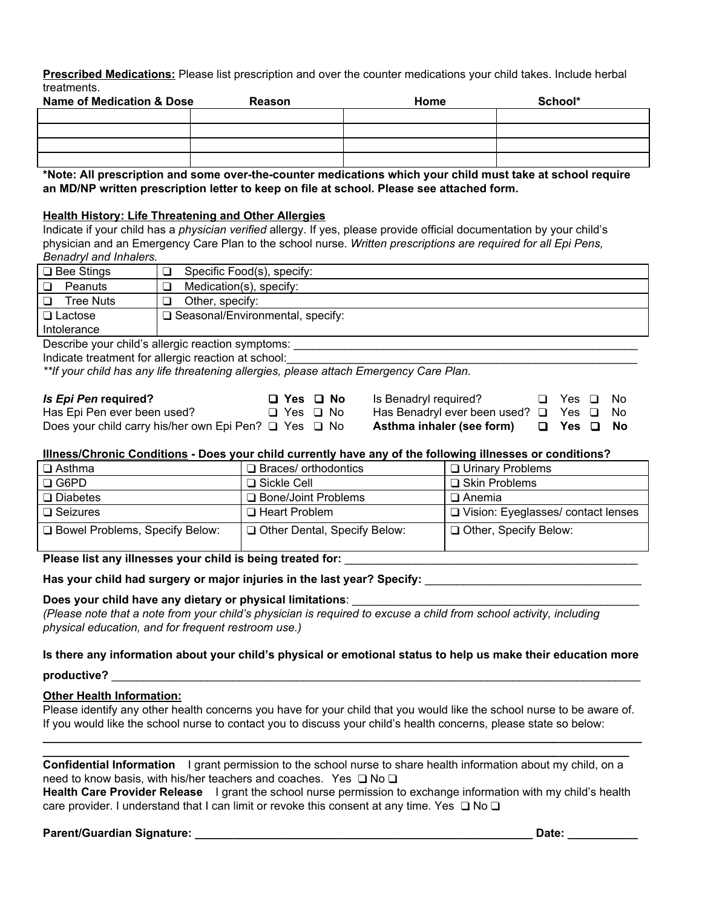**Prescribed Medications:** Please list prescription and over the counter medications your child takes. Include herbal treatments.

| Name of Medication & Dose | Reason | Home | School* |
|---|---|---|---|
| | | | |
| | | | |
| | | | |
| | | | |

**\*Note: All prescription and some over-the-counter medications which your child must take at school require an MD/NP written prescription letter to keep on file at school. Please see attached form.**

**Health History: Life Threatening and Other Allergies**

Indicate if your child has a *physician verified* allergy. If yes, please provide official documentation by your child's physician and an Emergency Care Plan to the school nurse. *Written prescriptions are required for all Epi Pens, Benadryl and Inhalers.*

| | |
|---|---|
| ❑ Bee Stings | ❑ Specific Food(s), specify: |
| ❑ Peanuts | ❑ Medication(s), specify: |
| ❑ Tree Nuts | ❑ Other, specify: |
| ❑ Lactose Intolerance | ❑ Seasonal/Environmental, specify: |

Describe your child's allergic reaction symptoms: ___________________________________________________________

Indicate treatment for allergic reaction at school:___________________________________________________________

*\*\*If your child has any life threatening allergies, please attach Emergency Care Plan.*

| | | | |
|---|---|---|---|
| ***Is Epi Pen* required?** | **❑ Yes ❑ No** | Is Benadryl required? | ❑ Yes ❑ No |
| Has Epi Pen ever been used? | ❑ Yes ❑ No | Has Benadryl ever been used? | ❑ Yes ❑ No |
| Does your child carry his/her own Epi Pen? | ❑ Yes ❑ No | **Asthma inhaler (see form)** | **❑ Yes ❑ No** |

**Illness/Chronic Conditions - Does your child currently have any of the following illnesses or conditions?**

| | | |
|---|---|---|
| ❑ Asthma | ❑ Braces/ orthodontics | ❑ Urinary Problems |
| ❑ G6PD | ❑ Sickle Cell | ❑ Skin Problems |
| ❑ Diabetes | ❑ Bone/Joint Problems | ❑ Anemia |
| ❑ Seizures | ❑ Heart Problem | ❑ Vision: Eyeglasses/ contact lenses |
| ❑ Bowel Problems, Specify Below: | ❑ Other Dental, Specify Below: | ❑ Other, Specify Below: |

**Please list any illnesses your child is being treated for:** _______________________________________________

**Has your child had surgery or major injuries in the last year? Specify:** __________________________________

**Does your child have any dietary or physical limitations**: _____________________________________________

*(Please note that a note from your child's physician is required to excuse a child from school activity, including physical education, and for frequent restroom use.)*

**Is there any information about your child's physical or emotional status to help us make their education more productive?** _________________________________________________________________________________

**Other Health Information:**

Please identify any other health concerns you have for your child that you would like the school nurse to be aware of. If you would like the school nurse to contact you to discuss your child's health concerns, please state so below:

_____________________________________________________________________________________________

_____________________________________________________________________________________________

**Confidential Information** I grant permission to the school nurse to share health information about my child, on a need to know basis, with his/her teachers and coaches. Yes ❑ No ❑

**Health Care Provider Release** I grant the school nurse permission to exchange information with my child's health care provider. I understand that I can limit or revoke this consent at any time. Yes ❑ No ❑

**Parent/Guardian Signature:** _______________________________________________________ **Date:** ___________